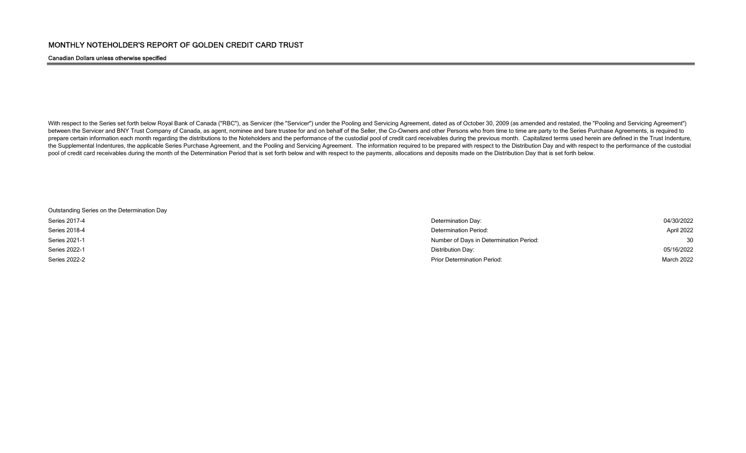# MONTHLY NOTEHOLDER'S REPORT OF GOLDEN CREDIT CARD TRUST

**Canadian Dollars unless otherwise specified**

With respect to the Series set forth below Royal Bank of Canada ("RBC"), as Servicer (the "Servicer") under the Pooling and Servicing Agreement, dated as of October 30, 2009 (as amended and restated, the "Pooling and Servicing Agreement") between the Servicer and BNY Trust Company of Canada, as agent, nominee and bare trustee for and on behalf of the Seller, the Co-Owners and other Persons who from time to time are party to the Series Purchase Agreements, is required to prepare certain information each month regarding the distributions to the Noteholders and the performance of the custodial pool of credit card receivables during the previous month. Capitalized terms used herein are defined in the Trust Indenture, the Supplemental Indentures, the applicable Series Purchase Agreement, and the Pooling and Servicing Agreement. The information required to be prepared with respect to the Distribution Day and with respect to the performance of the custodial pool of credit card receivables during the month of the Determination Period that is set forth below and with respect to the payments, allocations and deposits made on the Distribution Day that is set forth below.

| Outstanding Series on the Determination Day | | |
|---|---|---|
| Series 2017-4 | Determination Day: | 04/30/2022 |
| Series 2018-4 | Determination Period: | April 2022 |
| Series 2021-1 | Number of Days in Determination Period: | 30 |
| Series 2022-1 | Distribution Day: | 05/16/2022 |
| Series 2022-2 | Prior Determination Period: | March 2022 |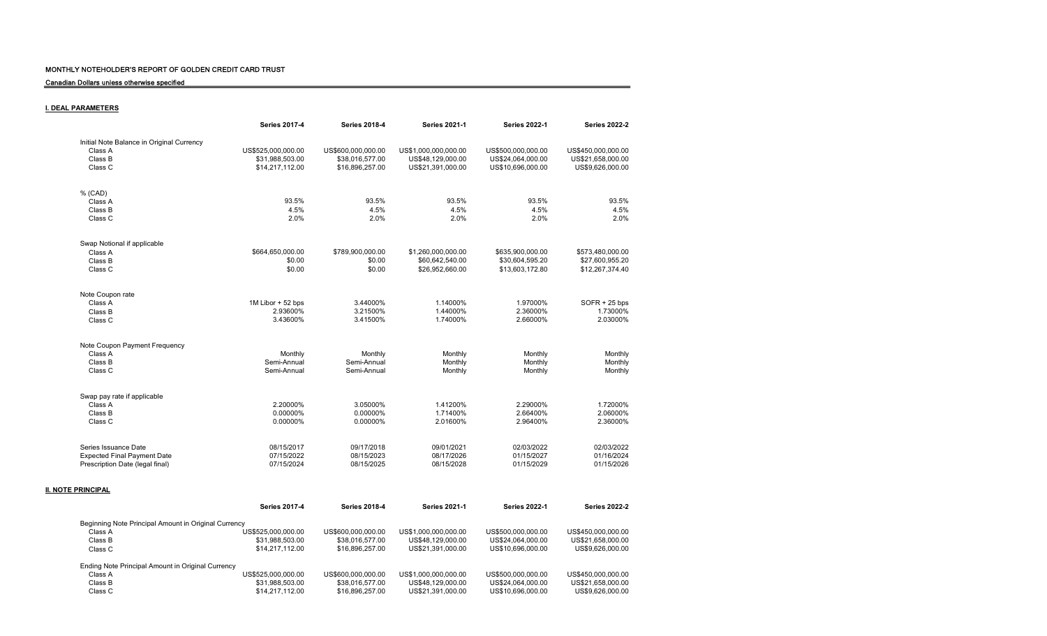**MONTHLY NOTEHOLDER'S REPORT OF GOLDEN CREDIT CARD TRUST**

Canadian Dollars unless otherwise specified

## I. DEAL PARAMETERS

| | Series 2017-4 | Series 2018-4 | Series 2021-1 | Series 2022-1 | Series 2022-2 |
|---|---|---|---|---|---|
| Initial Note Balance in Original Currency | | | | | |
| Class A | US$525,000,000.00 | US$600,000,000.00 | US$1,000,000,000.00 | US$500,000,000.00 | US$450,000,000.00 |
| Class B | $31,988,503.00 | $38,016,577.00 | US$48,129,000.00 | US$24,064,000.00 | US$21,658,000.00 |
| Class C | $14,217,112.00 | $16,896,257.00 | US$21,391,000.00 | US$10,696,000.00 | US$9,626,000.00 |
| | | | | | |
| % (CAD) | | | | | |
| Class A | 93.5% | 93.5% | 93.5% | 93.5% | 93.5% |
| Class B | 4.5% | 4.5% | 4.5% | 4.5% | 4.5% |
| Class C | 2.0% | 2.0% | 2.0% | 2.0% | 2.0% |
| | | | | | |
| Swap Notional if applicable | | | | | |
| Class A | $664,650,000.00 | $789,900,000.00 | $1,260,000,000.00 | $635,900,000.00 | $573,480,000.00 |
| Class B | $0.00 | $0.00 | $60,642,540.00 | $30,604,595.20 | $27,600,955.20 |
| Class C | $0.00 | $0.00 | $26,952,660.00 | $13,603,172.80 | $12,267,374.40 |
| | | | | | |
| Note Coupon rate | | | | | |
| Class A | 1M Libor + 52 bps | 3.44000% | 1.14000% | 1.97000% | SOFR + 25 bps |
| Class B | 2.93600% | 3.21500% | 1.44000% | 2.36000% | 1.73000% |
| Class C | 3.43600% | 3.41500% | 1.74000% | 2.66000% | 2.03000% |
| | | | | | |
| Note Coupon Payment Frequency | | | | | |
| Class A | Monthly | Monthly | Monthly | Monthly | Monthly |
| Class B | Semi-Annual | Semi-Annual | Monthly | Monthly | Monthly |
| Class C | Semi-Annual | Semi-Annual | Monthly | Monthly | Monthly |
| | | | | | |
| Swap pay rate if applicable | | | | | |
| Class A | 2.20000% | 3.05000% | 1.41200% | 2.29000% | 1.72000% |
| Class B | 0.00000% | 0.00000% | 1.71400% | 2.66400% | 2.06000% |
| Class C | 0.00000% | 0.00000% | 2.01600% | 2.96400% | 2.36000% |
| | | | | | |
| Series Issuance Date | 08/15/2017 | 09/17/2018 | 09/01/2021 | 02/03/2022 | 02/03/2022 |
| Expected Final Payment Date | 07/15/2022 | 08/15/2023 | 08/17/2026 | 01/15/2027 | 01/16/2024 |
| Prescription Date (legal final) | 07/15/2024 | 08/15/2025 | 08/15/2028 | 01/15/2029 | 01/15/2026 |

## II. NOTE PRINCIPAL

| | Series 2017-4 | Series 2018-4 | Series 2021-1 | Series 2022-1 | Series 2022-2 |
|---|---|---|---|---|---|
| Beginning Note Principal Amount in Original Currency | | | | | |
| Class A | US$525,000,000.00 | US$600,000,000.00 | US$1,000,000,000.00 | US$500,000,000.00 | US$450,000,000.00 |
| Class B | $31,988,503.00 | $38,016,577.00 | US$48,129,000.00 | US$24,064,000.00 | US$21,658,000.00 |
| Class C | $14,217,112.00 | $16,896,257.00 | US$21,391,000.00 | US$10,696,000.00 | US$9,626,000.00 |
| | | | | | |
| Ending Note Principal Amount in Original Currency | | | | | |
| Class A | US$525,000,000.00 | US$600,000,000.00 | US$1,000,000,000.00 | US$500,000,000.00 | US$450,000,000.00 |
| Class B | $31,988,503.00 | $38,016,577.00 | US$48,129,000.00 | US$24,064,000.00 | US$21,658,000.00 |
| Class C | $14,217,112.00 | $16,896,257.00 | US$21,391,000.00 | US$10,696,000.00 | US$9,626,000.00 |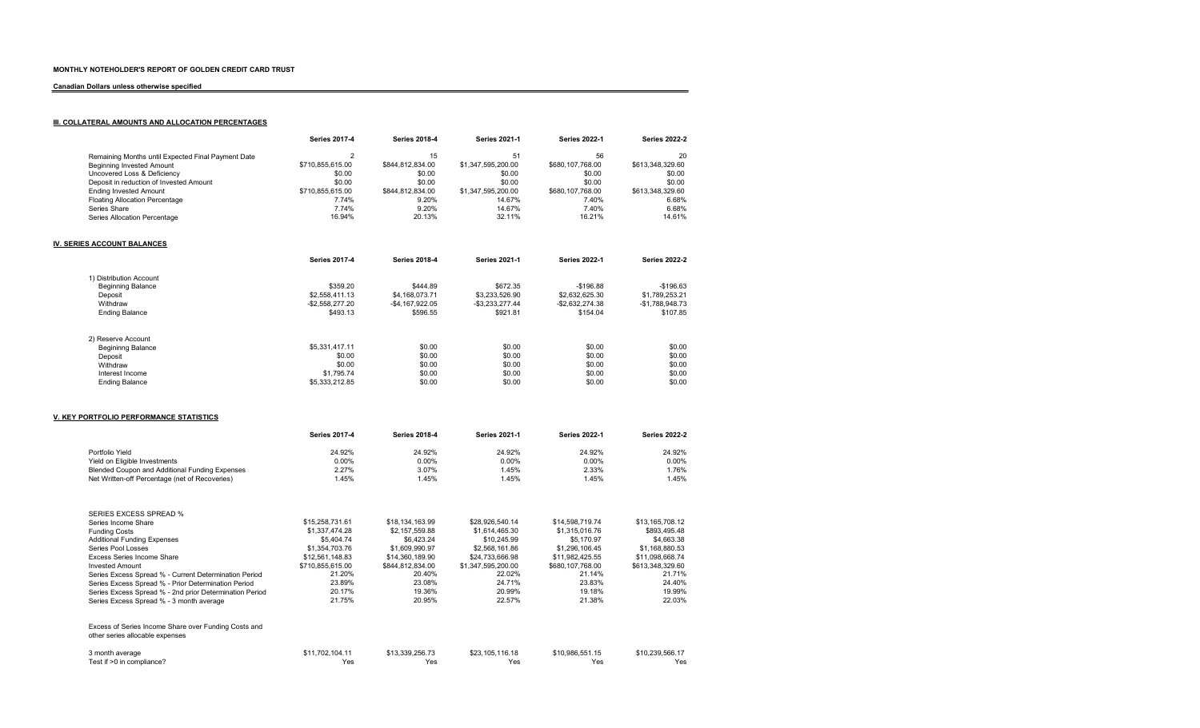**MONTHLY NOTEHOLDER'S REPORT OF GOLDEN CREDIT CARD TRUST**

**Canadian Dollars unless otherwise specified**

## III. COLLATERAL AMOUNTS AND ALLOCATION PERCENTAGES

| | Series 2017-4 | Series 2018-4 | Series 2021-1 | Series 2022-1 | Series 2022-2 |
|---|---|---|---|---|---|
| Remaining Months until Expected Final Payment Date | 2 | 15 | 51 | 56 | 20 |
| Beginning Invested Amount | $710,855,615.00 | $844,812,834.00 | $1,347,595,200.00 | $680,107,768.00 | $613,348,329.60 |
| Uncovered Loss & Deficiency | $0.00 | $0.00 | $0.00 | $0.00 | $0.00 |
| Deposit in reduction of Invested Amount | $0.00 | $0.00 | $0.00 | $0.00 | $0.00 |
| Ending Invested Amount | $710,855,615.00 | $844,812,834.00 | $1,347,595,200.00 | $680,107,768.00 | $613,348,329.60 |
| Floating Allocation Percentage | 7.74% | 9.20% | 14.67% | 7.40% | 6.68% |
| Series Share | 7.74% | 9.20% | 14.67% | 7.40% | 6.68% |
| Series Allocation Percentage | 16.94% | 20.13% | 32.11% | 16.21% | 14.61% |

## IV. SERIES ACCOUNT BALANCES

| | Series 2017-4 | Series 2018-4 | Series 2021-1 | Series 2022-1 | Series 2022-2 |
|---|---|---|---|---|---|
| 1) Distribution Account | | | | | |
| Beginning Balance | $359.20 | $444.89 | $672.35 | -$196.88 | -$196.63 |
| Deposit | $2,558,411.13 | $4,168,073.71 | $3,233,526.90 | $2,632,625.30 | $1,789,253.21 |
| Withdraw | -$2,558,277.20 | -$4,167,922.05 | -$3,233,277.44 | -$2,632,274.38 | -$1,788,948.73 |
| Ending Balance | $493.13 | $596.55 | $921.81 | $154.04 | $107.85 |
| 2) Reserve Account | | | | | |
| Beginning Balance | $5,331,417.11 | $0.00 | $0.00 | $0.00 | $0.00 |
| Deposit | $0.00 | $0.00 | $0.00 | $0.00 | $0.00 |
| Withdraw | $0.00 | $0.00 | $0.00 | $0.00 | $0.00 |
| Interest Income | $1,795.74 | $0.00 | $0.00 | $0.00 | $0.00 |
| Ending Balance | $5,333,212.85 | $0.00 | $0.00 | $0.00 | $0.00 |

## V. KEY PORTFOLIO PERFORMANCE STATISTICS

| | Series 2017-4 | Series 2018-4 | Series 2021-1 | Series 2022-1 | Series 2022-2 |
|---|---|---|---|---|---|
| Portfolio Yield | 24.92% | 24.92% | 24.92% | 24.92% | 24.92% |
| Yield on Eligible Investments | 0.00% | 0.00% | 0.00% | 0.00% | 0.00% |
| Blended Coupon and Additional Funding Expenses | 2.27% | 3.07% | 1.45% | 2.33% | 1.76% |
| Net Written-off Percentage (net of Recoveries) | 1.45% | 1.45% | 1.45% | 1.45% | 1.45% |
| SERIES EXCESS SPREAD % | | | | | |
| Series Income Share | $15,258,731.61 | $18,134,163.99 | $28,926,540.14 | $14,598,719.74 | $13,165,708.12 |
| Funding Costs | $1,337,474.28 | $2,157,559.88 | $1,614,465.30 | $1,315,016.76 | $893,495.48 |
| Additional Funding Expenses | $5,404.74 | $6,423.24 | $10,245.99 | $5,170.97 | $4,663.38 |
| Series Pool Losses | $1,354,703.76 | $1,609,990.97 | $2,568,161.86 | $1,296,106.45 | $1,168,880.53 |
| Excess Series Income Share | $12,561,148.83 | $14,360,189.90 | $24,733,666.98 | $11,982,425.55 | $11,098,668.74 |
| Invested Amount | $710,855,615.00 | $844,812,834.00 | $1,347,595,200.00 | $680,107,768.00 | $613,348,329.60 |
| Series Excess Spread % - Current Determination Period | 21.20% | 20.40% | 22.02% | 21.14% | 21.71% |
| Series Excess Spread % - Prior Determination Period | 23.89% | 23.08% | 24.71% | 23.83% | 24.40% |
| Series Excess Spread % - 2nd prior Determination Period | 20.17% | 19.36% | 20.99% | 19.18% | 19.99% |
| Series Excess Spread % - 3 month average | 21.75% | 20.95% | 22.57% | 21.38% | 22.03% |
| Excess of Series Income Share over Funding Costs and other series allocable expenses | | | | | |
| 3 month average | $11,702,104.11 | $13,339,256.73 | $23,105,116.18 | $10,986,551.15 | $10,239,566.17 |
| Test if >0 in compliance? | Yes | Yes | Yes | Yes | Yes |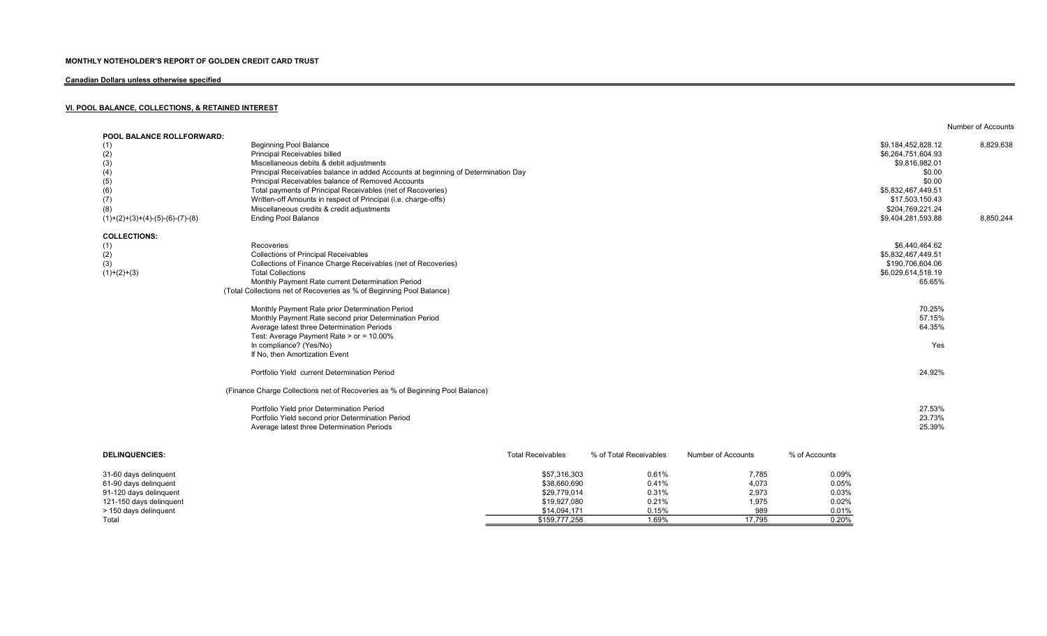**MONTHLY NOTEHOLDER'S REPORT OF GOLDEN CREDIT CARD TRUST**

**Canadian Dollars unless otherwise specified**

## VI. POOL BALANCE, COLLECTIONS, & RETAINED INTEREST

| | | | Number of Accounts |
|---|---|---|---|
| **POOL BALANCE ROLLFORWARD:** | | | |
| (1) | Beginning Pool Balance | $9,184,452,828.12 | 8,829,638 |
| (2) | Principal Receivables billed | $6,264,751,604.93 | |
| (3) | Miscellaneous debits & debit adjustments | $9,816,982.01 | |
| (4) | Principal Receivables balance in added Accounts at beginning of Determination Day | $0.00 | |
| (5) | Principal Receivables balance of Removed Accounts | $0.00 | |
| (6) | Total payments of Principal Receivables (net of Recoveries) | $5,832,467,449.51 | |
| (7) | Written-off Amounts in respect of Principal (i.e. charge-offs) | $17,503,150.43 | |
| (8) | Miscellaneous credits & credit adjustments | $204,769,221.24 | |
| (1)+(2)+(3)+(4)-(5)-(6)-(7)-(8) | Ending Pool Balance | $9,404,281,593.88 | 8,850,244 |

| | | |
|---|---|---|
| **COLLECTIONS:** | | |
| (1) | Recoveries | $6,440,464.62 |
| (2) | Collections of Principal Receivables | $5,832,467,449.51 |
| (3) | Collections of Finance Charge Receivables (net of Recoveries) | $190,706,604.06 |
| (1)+(2)+(3) | Total Collections | $6,029,614,518.19 |
| | Monthly Payment Rate current Determination Period | 65.65% |
| | (Total Collections net of Recoveries as % of Beginning Pool Balance) | |
| | Monthly Payment Rate prior Determination Period | 70.25% |
| | Monthly Payment Rate second prior Determination Period | 57.15% |
| | Average latest three Determination Periods | 64.35% |
| | Test: Average Payment Rate > or = 10.00% | |
| | In compliance? (Yes/No) | Yes |
| | If No, then Amortization Event | |
| | Portfolio Yield current Determination Period | 24.92% |
| | (Finance Charge Collections net of Recoveries as % of Beginning Pool Balance) | |
| | Portfolio Yield prior Determination Period | 27.53% |
| | Portfolio Yield second prior Determination Period | 23.73% |
| | Average latest three Determination Periods | 25.39% |

| **DELINQUENCIES:** | Total Receivables | % of Total Receivables | Number of Accounts | % of Accounts |
|---|---|---|---|---|
| 31-60 days delinquent | $57,316,303 | 0.61% | 7,785 | 0.09% |
| 61-90 days delinquent | $38,660,690 | 0.41% | 4,073 | 0.05% |
| 91-120 days delinquent | $29,779,014 | 0.31% | 2,973 | 0.03% |
| 121-150 days delinquent | $19,927,080 | 0.21% | 1,975 | 0.02% |
| > 150 days delinquent | $14,094,171 | 0.15% | 989 | 0.01% |
| Total | $159,777,258 | 1.69% | 17,795 | 0.20% |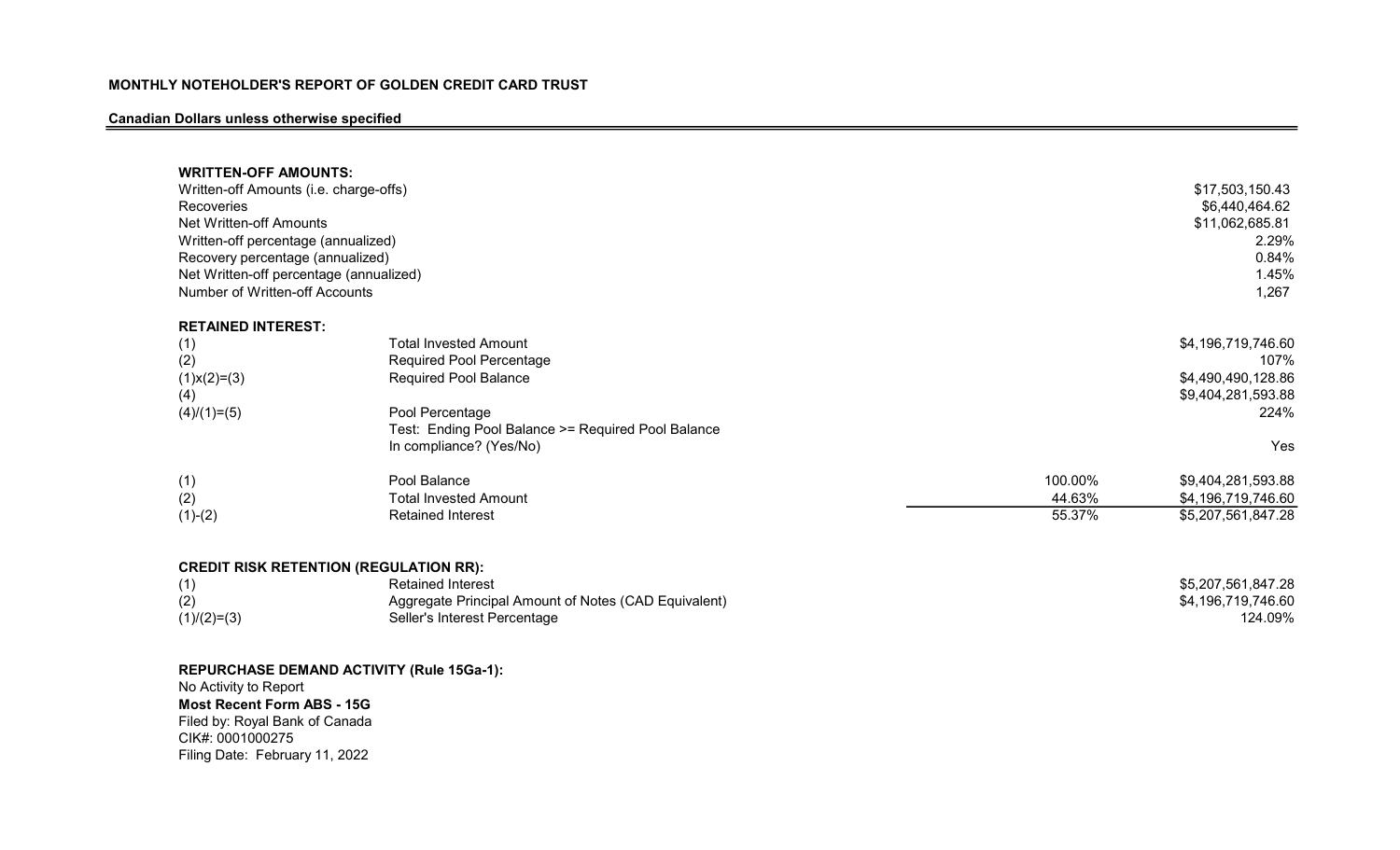**MONTHLY NOTEHOLDER'S REPORT OF GOLDEN CREDIT CARD TRUST**

**Canadian Dollars unless otherwise specified**

**WRITTEN-OFF AMOUNTS:**

| | |
|---|---|
| Written-off Amounts (i.e. charge-offs) | $17,503,150.43 |
| Recoveries | $6,440,464.62 |
| Net Written-off Amounts | $11,062,685.81 |
| Written-off percentage (annualized) | 2.29% |
| Recovery percentage (annualized) | 0.84% |
| Net Written-off percentage (annualized) | 1.45% |
| Number of Written-off Accounts | 1,267 |

**RETAINED INTEREST:**

| | | | |
|---|---|---|---|
| (1) | Total Invested Amount | | $4,196,719,746.60 |
| (2) | Required Pool Percentage | | 107% |
| (1)x(2)=(3) | Required Pool Balance | | $4,490,490,128.86 |
| (4) | | | $9,404,281,593.88 |
| (4)/(1)=(5) | Pool Percentage | | 224% |
| | Test: Ending Pool Balance >= Required Pool Balance<br>In compliance? (Yes/No) | | Yes |
| (1) | Pool Balance | 100.00% | $9,404,281,593.88 |
| (2) | Total Invested Amount | 44.63% | $4,196,719,746.60 |
| (1)-(2) | Retained Interest | 55.37% | $5,207,561,847.28 |

**CREDIT RISK RETENTION (REGULATION RR):**

| | | |
|---|---|---|
| (1) | Retained Interest | $5,207,561,847.28 |
| (2) | Aggregate Principal Amount of Notes (CAD Equivalent) | $4,196,719,746.60 |
| (1)/(2)=(3) | Seller's Interest Percentage | 124.09% |

**REPURCHASE DEMAND ACTIVITY (Rule 15Ga-1):**

No Activity to Report

**Most Recent Form ABS - 15G**

Filed by: Royal Bank of Canada
CIK#: 0001000275
Filing Date: February 11, 2022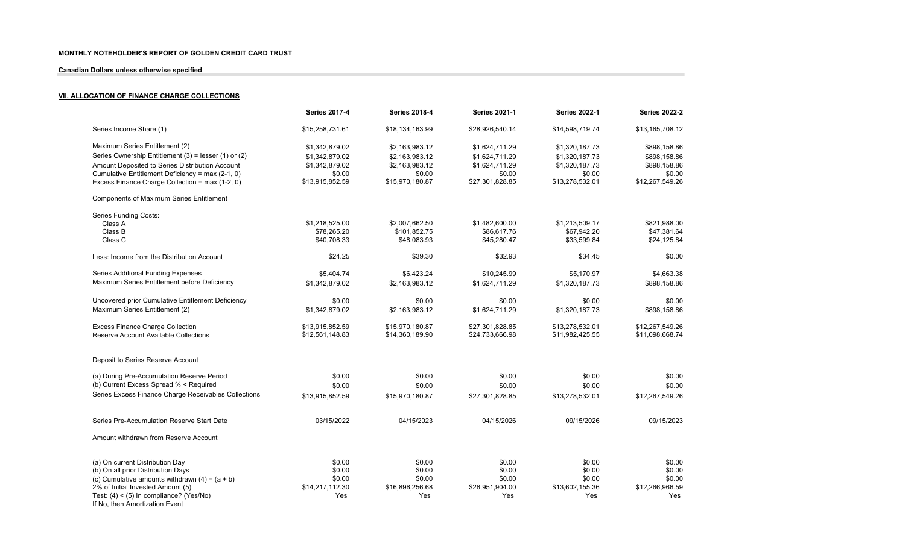**MONTHLY NOTEHOLDER'S REPORT OF GOLDEN CREDIT CARD TRUST**

**Canadian Dollars unless otherwise specified**

## VII. ALLOCATION OF FINANCE CHARGE COLLECTIONS

| | Series 2017-4 | Series 2018-4 | Series 2021-1 | Series 2022-1 | Series 2022-2 |
|---|---|---|---|---|---|
| Series Income Share (1) | $15,258,731.61 | $18,134,163.99 | $28,926,540.14 | $14,598,719.74 | $13,165,708.12 |
| Maximum Series Entitlement (2) | $1,342,879.02 | $2,163,983.12 | $1,624,711.29 | $1,320,187.73 | $898,158.86 |
| Series Ownership Entitlement (3) = lesser (1) or (2) | $1,342,879.02 | $2,163,983.12 | $1,624,711.29 | $1,320,187.73 | $898,158.86 |
| Amount Deposited to Series Distribution Account | $1,342,879.02 | $2,163,983.12 | $1,624,711.29 | $1,320,187.73 | $898,158.86 |
| Cumulative Entitlement Deficiency = max (2-1, 0) | $0.00 | $0.00 | $0.00 | $0.00 | $0.00 |
| Excess Finance Charge Collection = max (1-2, 0) | $13,915,852.59 | $15,970,180.87 | $27,301,828.85 | $13,278,532.01 | $12,267,549.26 |
| Components of Maximum Series Entitlement | | | | | |
| Series Funding Costs: | | | | | |
| Class A | $1,218,525.00 | $2,007,662.50 | $1,482,600.00 | $1,213,509.17 | $821,988.00 |
| Class B | $78,265.20 | $101,852.75 | $86,617.76 | $67,942.20 | $47,381.64 |
| Class C | $40,708.33 | $48,083.93 | $45,280.47 | $33,599.84 | $24,125.84 |
| Less: Income from the Distribution Account | $24.25 | $39.30 | $32.93 | $34.45 | $0.00 |
| Series Additional Funding Expenses | $5,404.74 | $6,423.24 | $10,245.99 | $5,170.97 | $4,663.38 |
| Maximum Series Entitlement before Deficiency | $1,342,879.02 | $2,163,983.12 | $1,624,711.29 | $1,320,187.73 | $898,158.86 |
| Uncovered prior Cumulative Entitlement Deficiency | $0.00 | $0.00 | $0.00 | $0.00 | $0.00 |
| Maximum Series Entitlement (2) | $1,342,879.02 | $2,163,983.12 | $1,624,711.29 | $1,320,187.73 | $898,158.86 |
| Excess Finance Charge Collection | $13,915,852.59 | $15,970,180.87 | $27,301,828.85 | $13,278,532.01 | $12,267,549.26 |
| Reserve Account Available Collections | $12,561,148.83 | $14,360,189.90 | $24,733,666.98 | $11,982,425.55 | $11,098,668.74 |
| Deposit to Series Reserve Account | | | | | |
| (a) During Pre-Accumulation Reserve Period | $0.00 | $0.00 | $0.00 | $0.00 | $0.00 |
| (b) Current Excess Spread % < Required | $0.00 | $0.00 | $0.00 | $0.00 | $0.00 |
| Series Excess Finance Charge Receivables Collections | $13,915,852.59 | $15,970,180.87 | $27,301,828.85 | $13,278,532.01 | $12,267,549.26 |
| Series Pre-Accumulation Reserve Start Date | 03/15/2022 | 04/15/2023 | 04/15/2026 | 09/15/2026 | 09/15/2023 |
| Amount withdrawn from Reserve Account | | | | | |
| (a) On current Distribution Day | $0.00 | $0.00 | $0.00 | $0.00 | $0.00 |
| (b) On all prior Distribution Days | $0.00 | $0.00 | $0.00 | $0.00 | $0.00 |
| (c) Cumulative amounts withdrawn (4) = (a + b) | $0.00 | $0.00 | $0.00 | $0.00 | $0.00 |
| 2% of Initial Invested Amount (5) | $14,217,112.30 | $16,896,256.68 | $26,951,904.00 | $13,602,155.36 | $12,266,966.59 |
| Test: (4) < (5) In compliance? (Yes/No) | Yes | Yes | Yes | Yes | Yes |
| If No, then Amortization Event | | | | | |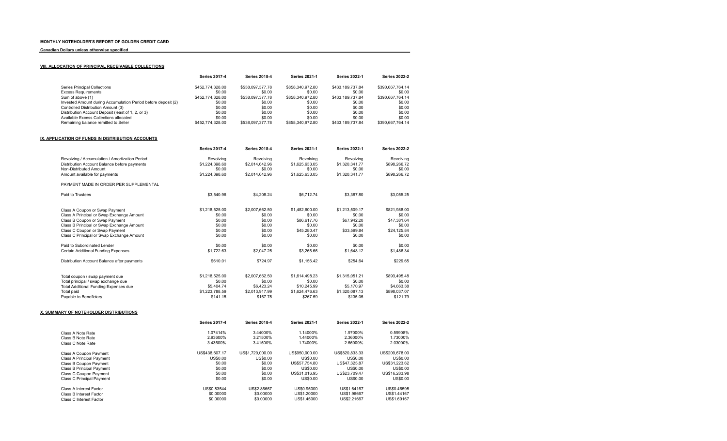**MONTHLY NOTEHOLDER'S REPORT OF GOLDEN CREDIT CARD**

**Canadian Dollars unless otherwise specified**

## VIII. ALLOCATION OF PRINCIPAL RECEIVABLE COLLECTIONS

| | Series 2017-4 | Series 2018-4 | Series 2021-1 | Series 2022-1 | Series 2022-2 |
|---|---|---|---|---|---|
| Series Principal Collections | $452,774,328.00 | $538,097,377.78 | $858,340,972.80 | $433,189,737.84 | $390,667,764.14 |
| Excess Requirements | $0.00 | $0.00 | $0.00 | $0.00 | $0.00 |
| Sum of above (1) | $452,774,328.00 | $538,097,377.78 | $858,340,972.80 | $433,189,737.84 | $390,667,764.14 |
| Invested Amount during Accumulation Period before deposit (2) | $0.00 | $0.00 | $0.00 | $0.00 | $0.00 |
| Controlled Distribution Amount (3) | $0.00 | $0.00 | $0.00 | $0.00 | $0.00 |
| Distribution Account Deposit (least of 1, 2, or 3) | $0.00 | $0.00 | $0.00 | $0.00 | $0.00 |
| Available Excess Collections allocated | $0.00 | $0.00 | $0.00 | $0.00 | $0.00 |
| Remaining balance remitted to Seller | $452,774,328.00 | $538,097,377.78 | $858,340,972.80 | $433,189,737.84 | $390,667,764.14 |

## IX. APPLICATION OF FUNDS IN DISTRIBUTION ACCOUNTS

| | Series 2017-4 | Series 2018-4 | Series 2021-1 | Series 2022-1 | Series 2022-2 |
|---|---|---|---|---|---|
| Revolving / Accumulation / Amortization Period | Revolving | Revolving | Revolving | Revolving | Revolving |
| Distribution Account Balance before payments | $1,224,398.60 | $2,014,642.96 | $1,625,633.05 | $1,320,341.77 | $898,266.72 |
| Non-Distributed Amount | $0.00 | $0.00 | $0.00 | $0.00 | $0.00 |
| Amount available for payments | $1,224,398.60 | $2,014,642.96 | $1,625,633.05 | $1,320,341.77 | $898,266.72 |
| PAYMENT MADE IN ORDER PER SUPPLEMENTAL | | | | | |
| Paid to Trustees | $3,540.96 | $4,208.24 | $6,712.74 | $3,387.80 | $3,055.25 |
| Class A Coupon or Swap Payment | $1,218,525.00 | $2,007,662.50 | $1,482,600.00 | $1,213,509.17 | $821,988.00 |
| Class A Principal or Swap Exchange Amount | $0.00 | $0.00 | $0.00 | $0.00 | $0.00 |
| Class B Coupon or Swap Payment | $0.00 | $0.00 | $86,617.76 | $67,942.20 | $47,381.64 |
| Class B Principal or Swap Exchange Amount | $0.00 | $0.00 | $0.00 | $0.00 | $0.00 |
| Class C Coupon or Swap Payment | $0.00 | $0.00 | $45,280.47 | $33,599.84 | $24,125.84 |
| Class C Principal or Swap Exchange Amount | $0.00 | $0.00 | $0.00 | $0.00 | $0.00 |
| Paid to Subordinated Lender | $0.00 | $0.00 | $0.00 | $0.00 | $0.00 |
| Certain Additional Funding Expenses | $1,722.63 | $2,047.25 | $3,265.66 | $1,648.12 | $1,486.34 |
| Distribution Account Balance after payments | $610.01 | $724.97 | $1,156.42 | $254.64 | $229.65 |
| Total coupon / swap payment due | $1,218,525.00 | $2,007,662.50 | $1,614,498.23 | $1,315,051.21 | $893,495.48 |
| Total principal / swap exchange due | $0.00 | $0.00 | $0.00 | $0.00 | $0.00 |
| Total Additional Funding Expenses due | $5,404.74 | $6,423.24 | $10,245.99 | $5,170.97 | $4,663.38 |
| Total paid | $1,223,788.59 | $2,013,917.99 | $1,624,476.63 | $1,320,087.13 | $898,037.07 |
| Payable to Beneficiary | $141.15 | $167.75 | $267.59 | $135.05 | $121.79 |

## X. SUMMARY OF NOTEHOLDER DISTRIBUTIONS

| | Series 2017-4 | Series 2018-4 | Series 2021-1 | Series 2022-1 | Series 2022-2 |
|---|---|---|---|---|---|
| Class A Note Rate | 1.07414% | 3.44000% | 1.14000% | 1.97000% | 0.59908% |
| Class B Note Rate | 2.93600% | 3.21500% | 1.44000% | 2.36000% | 1.73000% |
| Class C Note Rate | 3.43600% | 3.41500% | 1.74000% | 2.66000% | 2.03000% |
| Class A Coupon Payment | US$438,607.17 | US$1,720,000.00 | US$950,000.00 | US$820,833.33 | US$209,678.00 |
| Class A Principal Payment | US$0.00 | US$0.00 | US$0.00 | US$0.00 | US$0.00 |
| Class B Coupon Payment | $0.00 | $0.00 | US$57,754.80 | US$47,325.87 | US$31,223.62 |
| Class B Principal Payment | $0.00 | $0.00 | US$0.00 | US$0.00 | US$0.00 |
| Class C Coupon Payment | $0.00 | $0.00 | US$31,016.95 | US$23,709.47 | US$16,283.98 |
| Class C Principal Payment | $0.00 | $0.00 | US$0.00 | US$0.00 | US$0.00 |
| Class A Interest Factor | US$0.83544 | US$2.86667 | US$0.95000 | US$1.64167 | US$0.46595 |
| Class B Interest Factor | $0.00000 | $0.00000 | US$1.20000 | US$1.96667 | US$1.44167 |
| Class C Interest Factor | $0.00000 | $0.00000 | US$1.45000 | US$2.21667 | US$1.69167 |